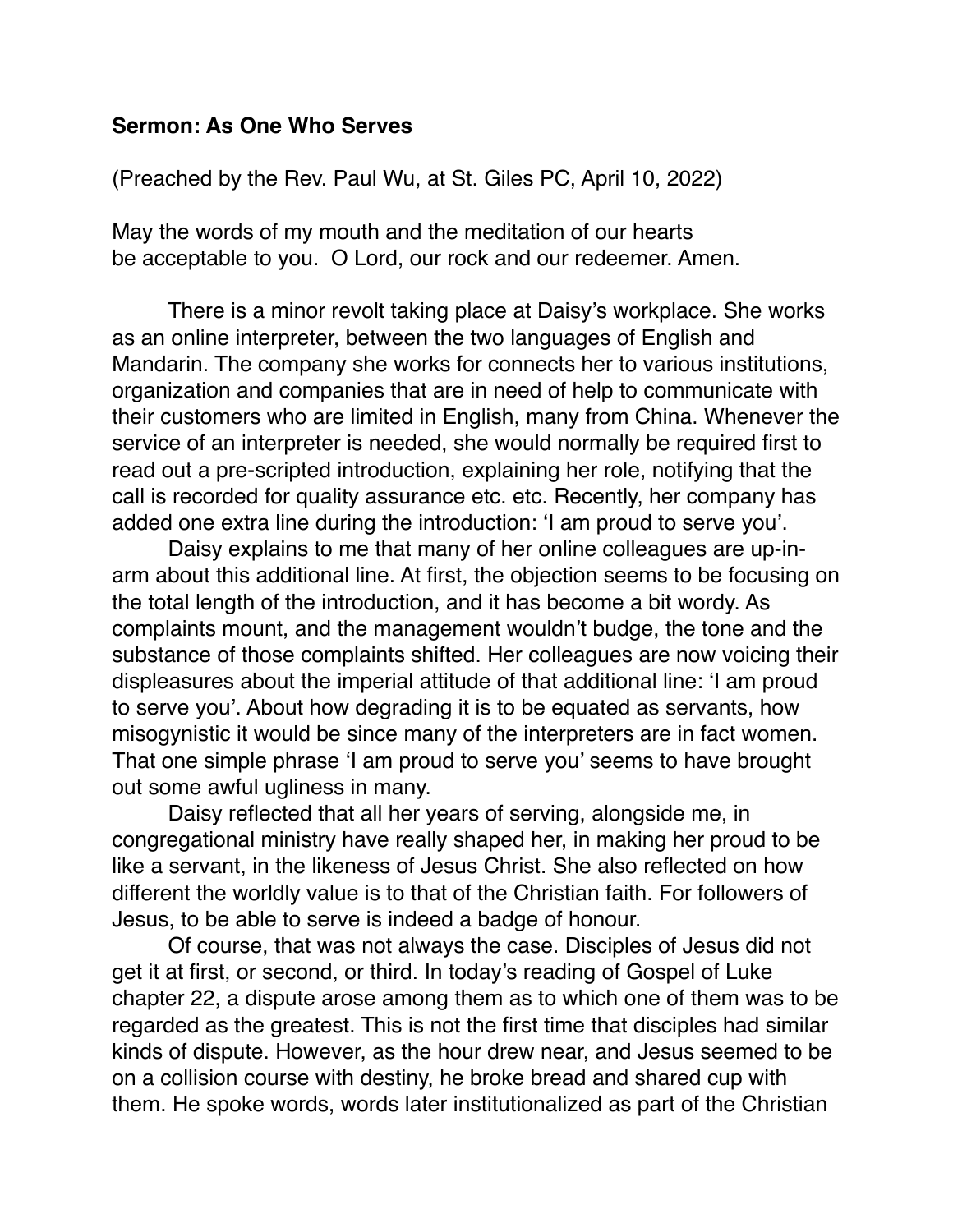**Sermon: As One Who Serves**

(Preached by the Rev. Paul Wu, at St. Giles PC, April 10, 2022)

May the words of my mouth and the meditation of our hearts
be acceptable to you.  O Lord, our rock and our redeemer. Amen.

There is a minor revolt taking place at Daisy's workplace. She works as an online interpreter, between the two languages of English and Mandarin. The company she works for connects her to various institutions, organization and companies that are in need of help to communicate with their customers who are limited in English, many from China. Whenever the service of an interpreter is needed, she would normally be required first to read out a pre-scripted introduction, explaining her role, notifying that the call is recorded for quality assurance etc. etc. Recently, her company has added one extra line during the introduction: 'I am proud to serve you'.

Daisy explains to me that many of her online colleagues are up-in-arm about this additional line. At first, the objection seems to be focusing on the total length of the introduction, and it has become a bit wordy. As complaints mount, and the management wouldn't budge, the tone and the substance of those complaints shifted. Her colleagues are now voicing their displeasures about the imperial attitude of that additional line: 'I am proud to serve you'. About how degrading it is to be equated as servants, how misogynistic it would be since many of the interpreters are in fact women. That one simple phrase 'I am proud to serve you' seems to have brought out some awful ugliness in many.

Daisy reflected that all her years of serving, alongside me, in congregational ministry have really shaped her, in making her proud to be like a servant, in the likeness of Jesus Christ. She also reflected on how different the worldly value is to that of the Christian faith. For followers of Jesus, to be able to serve is indeed a badge of honour.

Of course, that was not always the case. Disciples of Jesus did not get it at first, or second, or third. In today's reading of Gospel of Luke chapter 22, a dispute arose among them as to which one of them was to be regarded as the greatest. This is not the first time that disciples had similar kinds of dispute. However, as the hour drew near, and Jesus seemed to be on a collision course with destiny, he broke bread and shared cup with them. He spoke words, words later institutionalized as part of the Christian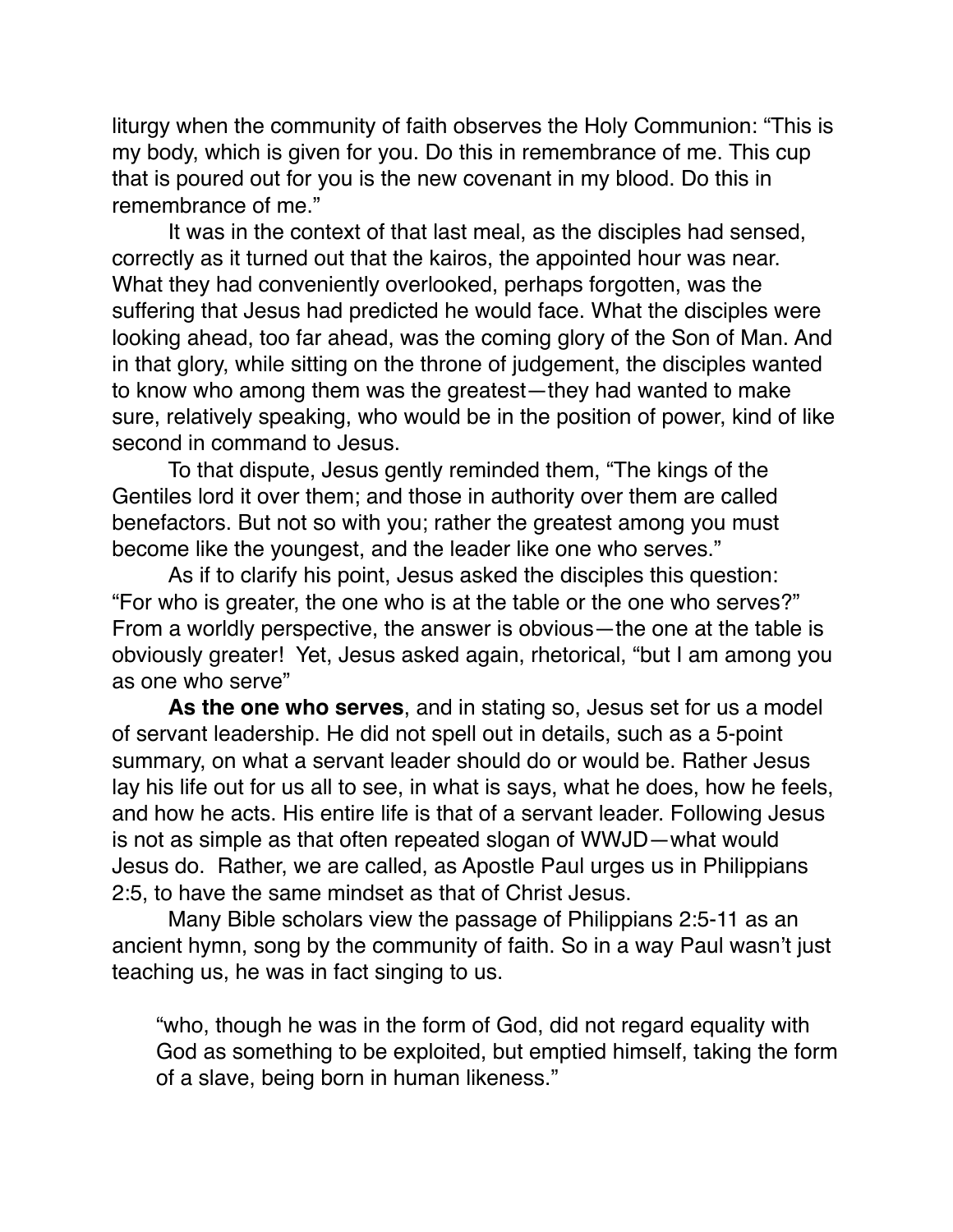liturgy when the community of faith observes the Holy Communion: "This is my body, which is given for you. Do this in remembrance of me. This cup that is poured out for you is the new covenant in my blood. Do this in remembrance of me."

It was in the context of that last meal, as the disciples had sensed, correctly as it turned out that the kairos, the appointed hour was near. What they had conveniently overlooked, perhaps forgotten, was the suffering that Jesus had predicted he would face. What the disciples were looking ahead, too far ahead, was the coming glory of the Son of Man. And in that glory, while sitting on the throne of judgement, the disciples wanted to know who among them was the greatest—they had wanted to make sure, relatively speaking, who would be in the position of power, kind of like second in command to Jesus.

To that dispute, Jesus gently reminded them, "The kings of the Gentiles lord it over them; and those in authority over them are called benefactors. But not so with you; rather the greatest among you must become like the youngest, and the leader like one who serves."

As if to clarify his point, Jesus asked the disciples this question: "For who is greater, the one who is at the table or the one who serves?" From a worldly perspective, the answer is obvious—the one at the table is obviously greater! Yet, Jesus asked again, rhetorical, "but I am among you as one who serve"

**As the one who serves**, and in stating so, Jesus set for us a model of servant leadership. He did not spell out in details, such as a 5-point summary, on what a servant leader should do or would be. Rather Jesus lay his life out for us all to see, in what is says, what he does, how he feels, and how he acts. His entire life is that of a servant leader. Following Jesus is not as simple as that often repeated slogan of WWJD—what would Jesus do. Rather, we are called, as Apostle Paul urges us in Philippians 2:5, to have the same mindset as that of Christ Jesus.

Many Bible scholars view the passage of Philippians 2:5-11 as an ancient hymn, song by the community of faith. So in a way Paul wasn't just teaching us, he was in fact singing to us.

> "who, though he was in the form of God, did not regard equality with God as something to be exploited, but emptied himself, taking the form of a slave, being born in human likeness."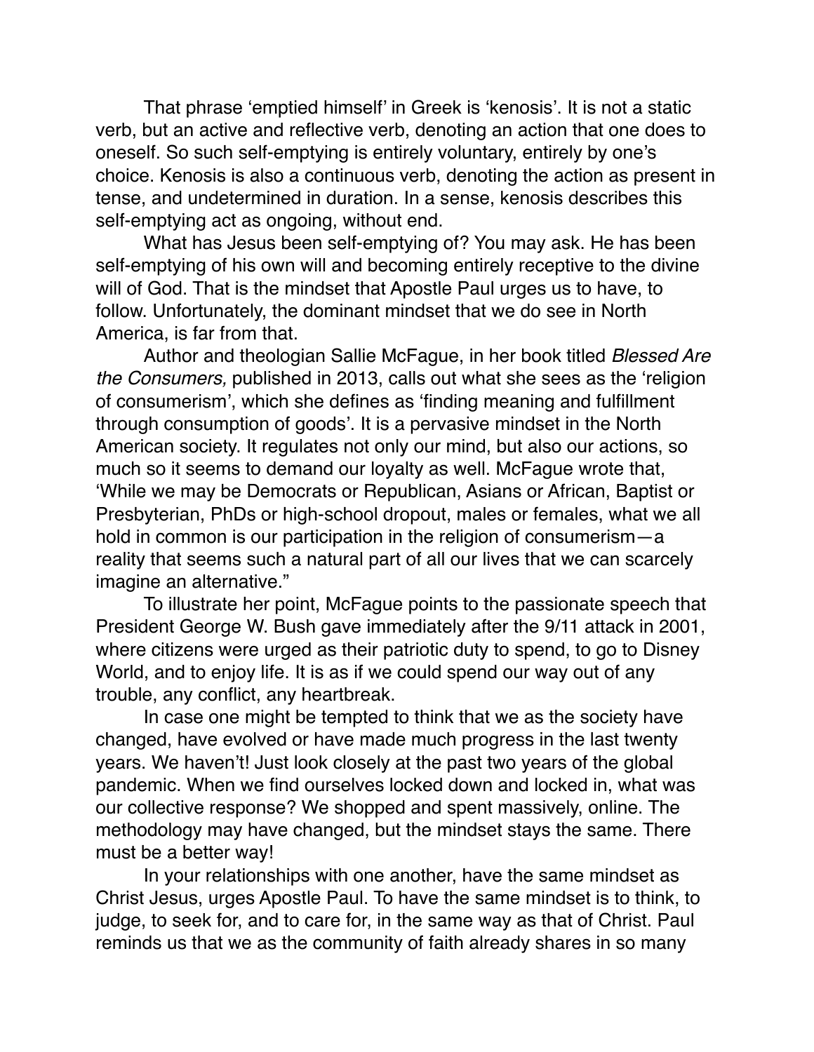That phrase 'emptied himself' in Greek is 'kenosis'. It is not a static verb, but an active and reflective verb, denoting an action that one does to oneself. So such self-emptying is entirely voluntary, entirely by one's choice. Kenosis is also a continuous verb, denoting the action as present in tense, and undetermined in duration. In a sense, kenosis describes this self-emptying act as ongoing, without end.

What has Jesus been self-emptying of? You may ask. He has been self-emptying of his own will and becoming entirely receptive to the divine will of God. That is the mindset that Apostle Paul urges us to have, to follow. Unfortunately, the dominant mindset that we do see in North America, is far from that.

Author and theologian Sallie McFague, in her book titled *Blessed Are the Consumers,* published in 2013, calls out what she sees as the 'religion of consumerism', which she defines as 'finding meaning and fulfillment through consumption of goods'. It is a pervasive mindset in the North American society. It regulates not only our mind, but also our actions, so much so it seems to demand our loyalty as well. McFague wrote that, 'While we may be Democrats or Republican, Asians or African, Baptist or Presbyterian, PhDs or high-school dropout, males or females, what we all hold in common is our participation in the religion of consumerism—a reality that seems such a natural part of all our lives that we can scarcely imagine an alternative."

To illustrate her point, McFague points to the passionate speech that President George W. Bush gave immediately after the 9/11 attack in 2001, where citizens were urged as their patriotic duty to spend, to go to Disney World, and to enjoy life. It is as if we could spend our way out of any trouble, any conflict, any heartbreak.

In case one might be tempted to think that we as the society have changed, have evolved or have made much progress in the last twenty years. We haven't! Just look closely at the past two years of the global pandemic. When we find ourselves locked down and locked in, what was our collective response? We shopped and spent massively, online. The methodology may have changed, but the mindset stays the same. There must be a better way!

In your relationships with one another, have the same mindset as Christ Jesus, urges Apostle Paul. To have the same mindset is to think, to judge, to seek for, and to care for, in the same way as that of Christ. Paul reminds us that we as the community of faith already shares in so many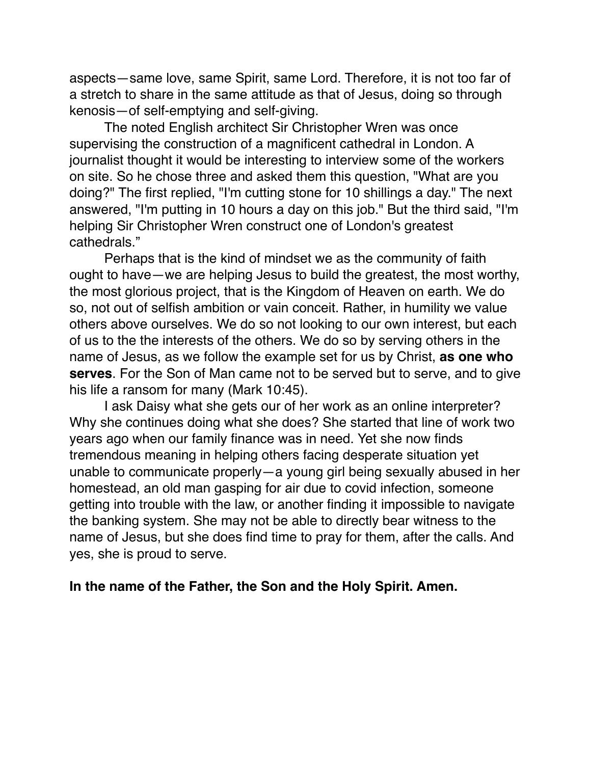aspects—same love, same Spirit, same Lord. Therefore, it is not too far of a stretch to share in the same attitude as that of Jesus, doing so through kenosis—of self-emptying and self-giving.

The noted English architect Sir Christopher Wren was once supervising the construction of a magnificent cathedral in London. A journalist thought it would be interesting to interview some of the workers on site. So he chose three and asked them this question, "What are you doing?" The first replied, "I'm cutting stone for 10 shillings a day." The next answered, "I'm putting in 10 hours a day on this job." But the third said, "I'm helping Sir Christopher Wren construct one of London's greatest cathedrals."

Perhaps that is the kind of mindset we as the community of faith ought to have—we are helping Jesus to build the greatest, the most worthy, the most glorious project, that is the Kingdom of Heaven on earth. We do so, not out of selfish ambition or vain conceit. Rather, in humility we value others above ourselves. We do so not looking to our own interest, but each of us to the the interests of the others. We do so by serving others in the name of Jesus, as we follow the example set for us by Christ, **as one who serves**. For the Son of Man came not to be served but to serve, and to give his life a ransom for many (Mark 10:45).

I ask Daisy what she gets our of her work as an online interpreter? Why she continues doing what she does? She started that line of work two years ago when our family finance was in need. Yet she now finds tremendous meaning in helping others facing desperate situation yet unable to communicate properly—a young girl being sexually abused in her homestead, an old man gasping for air due to covid infection, someone getting into trouble with the law, or another finding it impossible to navigate the banking system. She may not be able to directly bear witness to the name of Jesus, but she does find time to pray for them, after the calls. And yes, she is proud to serve.

**In the name of the Father, the Son and the Holy Spirit. Amen.**